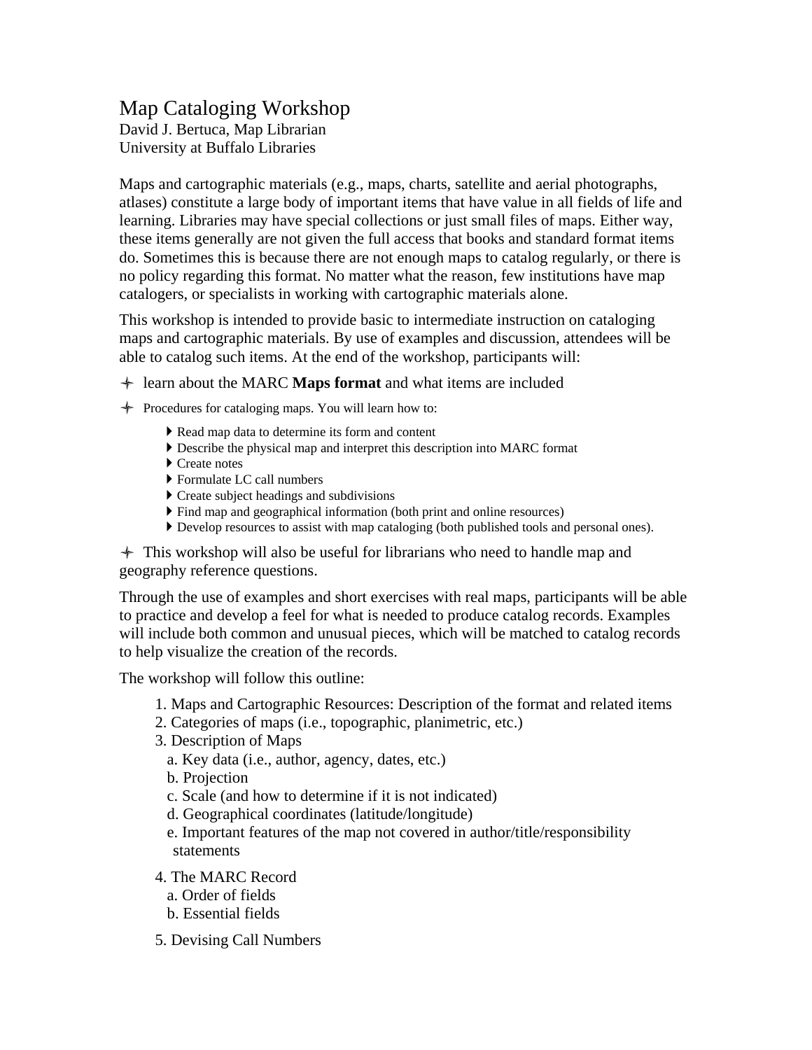# Map Cataloging Workshop

David J. Bertuca, Map Librarian
University at Buffalo Libraries

Maps and cartographic materials (e.g., maps, charts, satellite and aerial photographs, atlases) constitute a large body of important items that have value in all fields of life and learning. Libraries may have special collections or just small files of maps. Either way, these items generally are not given the full access that books and standard format items do. Sometimes this is because there are not enough maps to catalog regularly, or there is no policy regarding this format. No matter what the reason, few institutions have map catalogers, or specialists in working with cartographic materials alone.

This workshop is intended to provide basic to intermediate instruction on cataloging maps and cartographic materials. By use of examples and discussion, attendees will be able to catalog such items. At the end of the workshop, participants will:

- learn about the MARC **Maps format** and what items are included
- Procedures for cataloging maps. You will learn how to:
  - Read map data to determine its form and content
  - Describe the physical map and interpret this description into MARC format
  - Create notes
  - Formulate LC call numbers
  - Create subject headings and subdivisions
  - Find map and geographical information (both print and online resources)
  - Develop resources to assist with map cataloging (both published tools and personal ones).
- This workshop will also be useful for librarians who need to handle map and geography reference questions.

Through the use of examples and short exercises with real maps, participants will be able to practice and develop a feel for what is needed to produce catalog records. Examples will include both common and unusual pieces, which will be matched to catalog records to help visualize the creation of the records.

The workshop will follow this outline:

1. Maps and Cartographic Resources: Description of the format and related items
2. Categories of maps (i.e., topographic, planimetric, etc.)
3. Description of Maps
   a. Key data (i.e., author, agency, dates, etc.)
   b. Projection
   c. Scale (and how to determine if it is not indicated)
   d. Geographical coordinates (latitude/longitude)
   e. Important features of the map not covered in author/title/responsibility statements
4. The MARC Record
   a. Order of fields
   b. Essential fields
5. Devising Call Numbers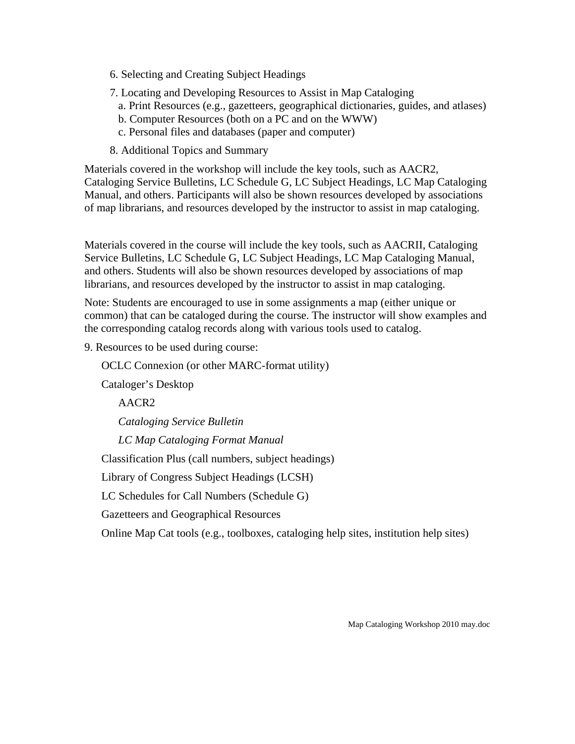6. Selecting and Creating Subject Headings

7. Locating and Developing Resources to Assist in Map Cataloging
   a. Print Resources (e.g., gazetteers, geographical dictionaries, guides, and atlases)
   b. Computer Resources (both on a PC and on the WWW)
   c. Personal files and databases (paper and computer)

8. Additional Topics and Summary

Materials covered in the workshop will include the key tools, such as AACR2, Cataloging Service Bulletins, LC Schedule G, LC Subject Headings, LC Map Cataloging Manual, and others. Participants will also be shown resources developed by associations of map librarians, and resources developed by the instructor to assist in map cataloging.

Materials covered in the course will include the key tools, such as AACRII, Cataloging Service Bulletins, LC Schedule G, LC Subject Headings, LC Map Cataloging Manual, and others. Students will also be shown resources developed by associations of map librarians, and resources developed by the instructor to assist in map cataloging.

Note: Students are encouraged to use in some assignments a map (either unique or common) that can be cataloged during the course. The instructor will show examples and the corresponding catalog records along with various tools used to catalog.

9. Resources to be used during course:

- OCLC Connexion (or other MARC-format utility)
- Cataloger's Desktop
  - AACR2
  - *Cataloging Service Bulletin*
  - *LC Map Cataloging Format Manual*
- Classification Plus (call numbers, subject headings)
- Library of Congress Subject Headings (LCSH)
- LC Schedules for Call Numbers (Schedule G)
- Gazetteers and Geographical Resources
- Online Map Cat tools (e.g., toolboxes, cataloging help sites, institution help sites)